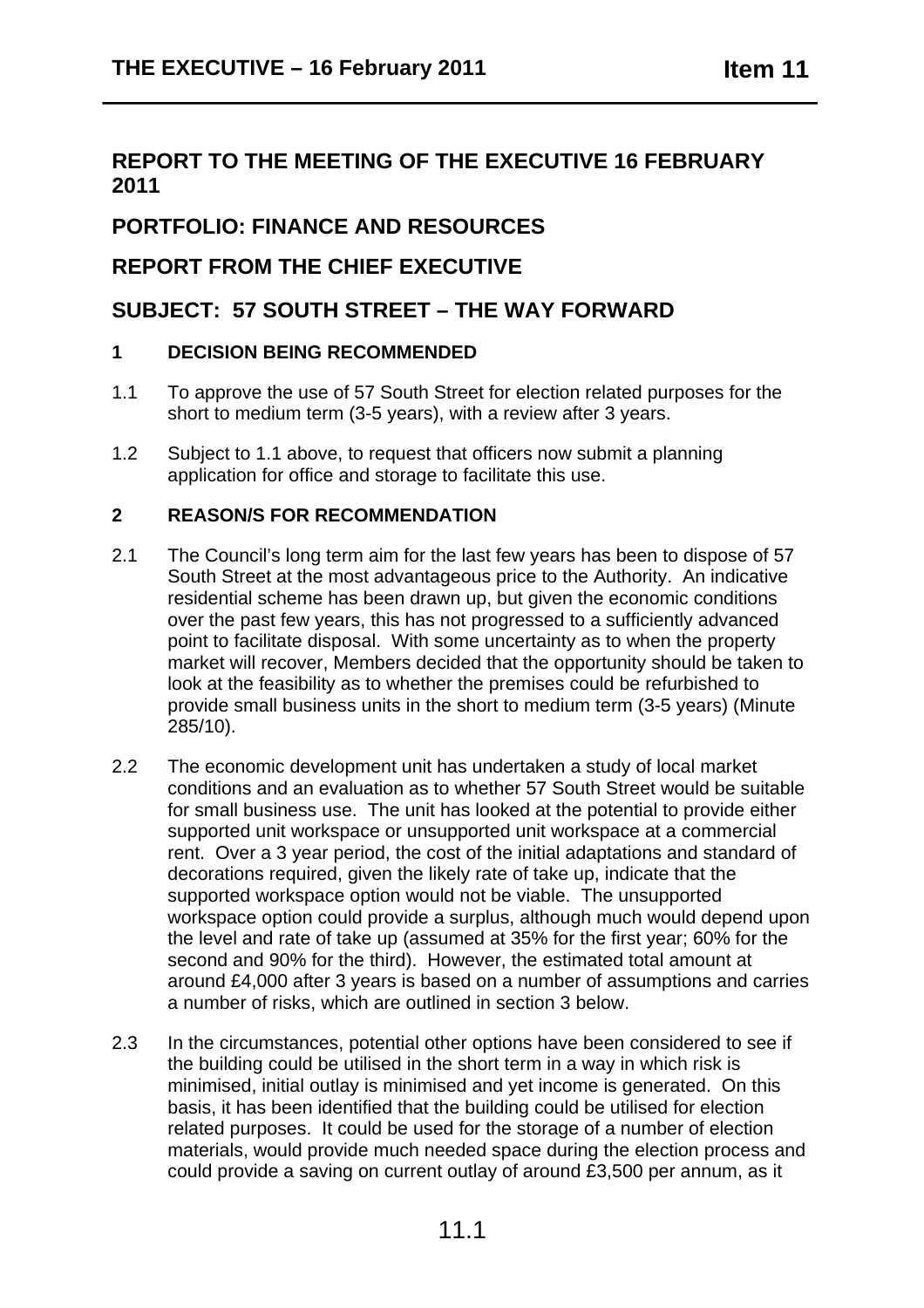# REPORT TO THE MEETING OF THE EXECUTIVE 16 FEBRUARY 2011

## PORTFOLIO: FINANCE AND RESOURCES

## REPORT FROM THE CHIEF EXECUTIVE

## SUBJECT: 57 SOUTH STREET – THE WAY FORWARD

### 1 DECISION BEING RECOMMENDED

1.1 To approve the use of 57 South Street for election related purposes for the short to medium term (3-5 years), with a review after 3 years.

1.2 Subject to 1.1 above, to request that officers now submit a planning application for office and storage to facilitate this use.

### 2 REASON/S FOR RECOMMENDATION

2.1 The Council's long term aim for the last few years has been to dispose of 57 South Street at the most advantageous price to the Authority. An indicative residential scheme has been drawn up, but given the economic conditions over the past few years, this has not progressed to a sufficiently advanced point to facilitate disposal. With some uncertainty as to when the property market will recover, Members decided that the opportunity should be taken to look at the feasibility as to whether the premises could be refurbished to provide small business units in the short to medium term (3-5 years) (Minute 285/10).

2.2 The economic development unit has undertaken a study of local market conditions and an evaluation as to whether 57 South Street would be suitable for small business use. The unit has looked at the potential to provide either supported unit workspace or unsupported unit workspace at a commercial rent. Over a 3 year period, the cost of the initial adaptations and standard of decorations required, given the likely rate of take up, indicate that the supported workspace option would not be viable. The unsupported workspace option could provide a surplus, although much would depend upon the level and rate of take up (assumed at 35% for the first year; 60% for the second and 90% for the third). However, the estimated total amount at around £4,000 after 3 years is based on a number of assumptions and carries a number of risks, which are outlined in section 3 below.

2.3 In the circumstances, potential other options have been considered to see if the building could be utilised in the short term in a way in which risk is minimised, initial outlay is minimised and yet income is generated. On this basis, it has been identified that the building could be utilised for election related purposes. It could be used for the storage of a number of election materials, would provide much needed space during the election process and could provide a saving on current outlay of around £3,500 per annum, as it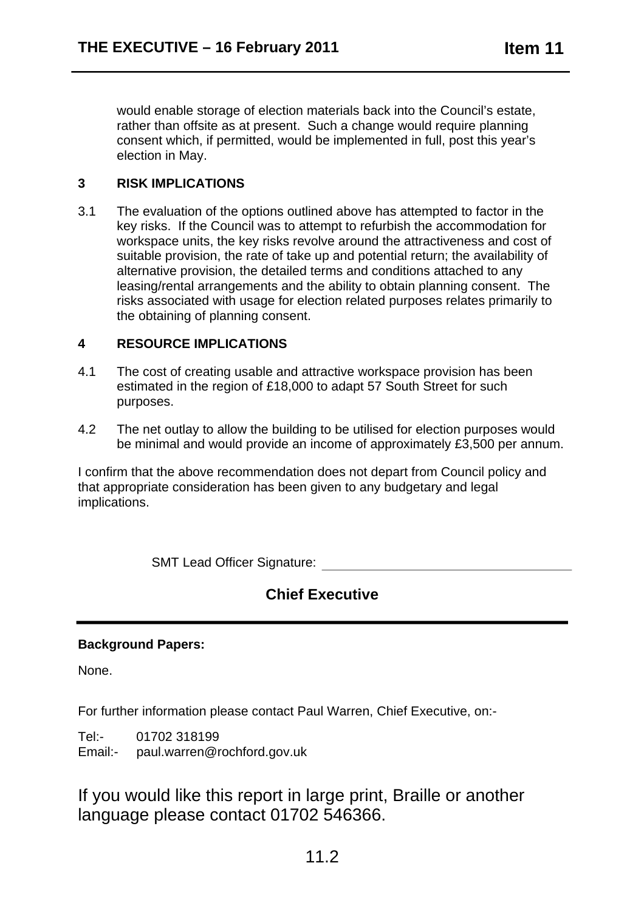would enable storage of election materials back into the Council's estate, rather than offsite as at present. Such a change would require planning consent which, if permitted, would be implemented in full, post this year's election in May.

## 3 RISK IMPLICATIONS

3.1 The evaluation of the options outlined above has attempted to factor in the key risks. If the Council was to attempt to refurbish the accommodation for workspace units, the key risks revolve around the attractiveness and cost of suitable provision, the rate of take up and potential return; the availability of alternative provision, the detailed terms and conditions attached to any leasing/rental arrangements and the ability to obtain planning consent. The risks associated with usage for election related purposes relates primarily to the obtaining of planning consent.

## 4 RESOURCE IMPLICATIONS

4.1 The cost of creating usable and attractive workspace provision has been estimated in the region of £18,000 to adapt 57 South Street for such purposes.

4.2 The net outlay to allow the building to be utilised for election purposes would be minimal and would provide an income of approximately £3,500 per annum.

I confirm that the above recommendation does not depart from Council policy and that appropriate consideration has been given to any budgetary and legal implications.

SMT Lead Officer Signature: ______________________

**Chief Executive**

**Background Papers:**

None.

For further information please contact Paul Warren, Chief Executive, on:-

Tel:- 01702 318199
Email:- paul.warren@rochford.gov.uk

If you would like this report in large print, Braille or another language please contact 01702 546366.